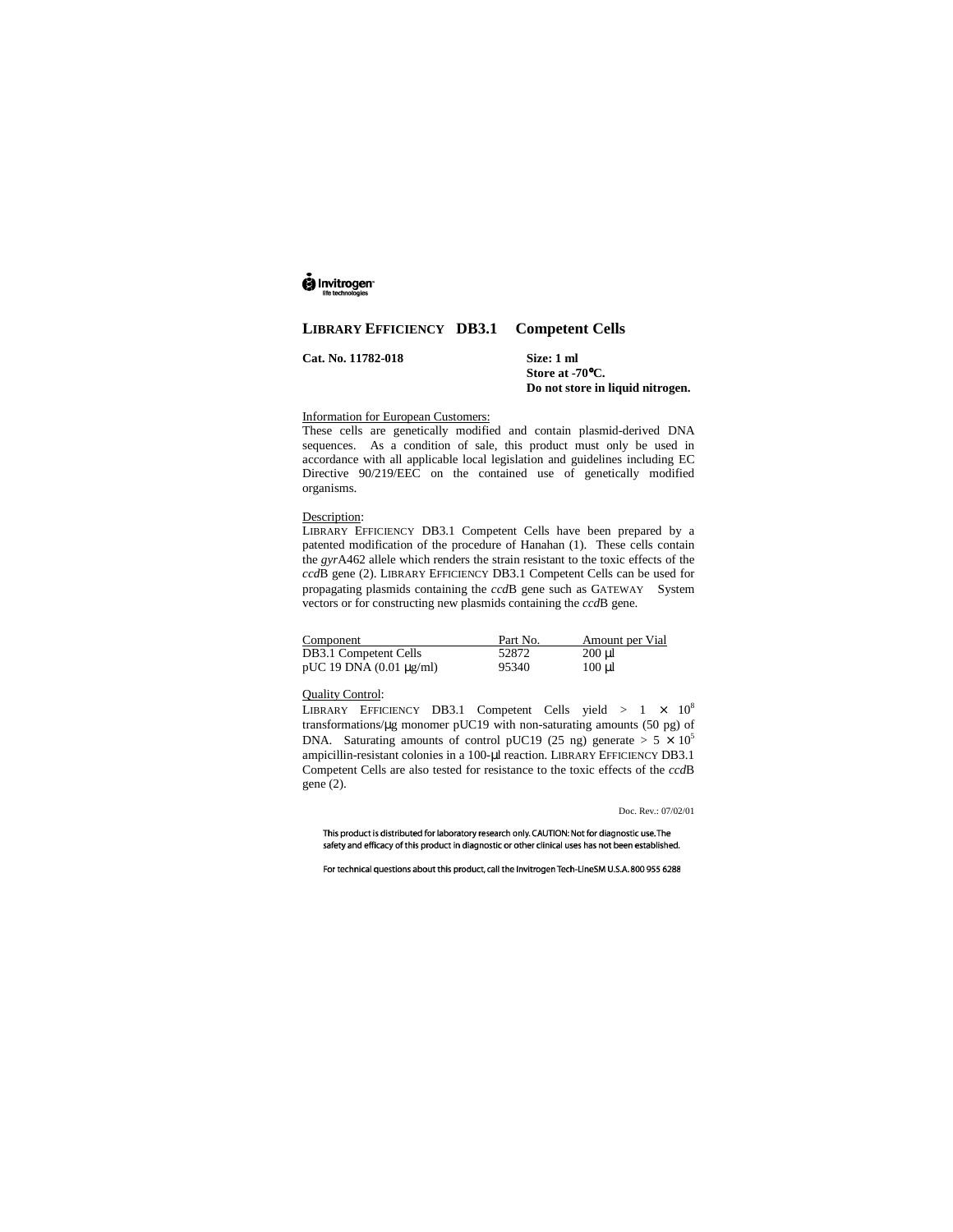Invitrogen life technologies

# LIBRARY EFFICIENCY DB3.1 Competent Cells

**Cat. No. 11782-018**

**Size: 1 ml**
**Store at -70°C.**
**Do not store in liquid nitrogen.**

Information for European Customers:
These cells are genetically modified and contain plasmid-derived DNA sequences. As a condition of sale, this product must only be used in accordance with all applicable local legislation and guidelines including EC Directive 90/219/EEC on the contained use of genetically modified organisms.

Description:
LIBRARY EFFICIENCY DB3.1 Competent Cells have been prepared by a patented modification of the procedure of Hanahan (1). These cells contain the *gyr*A462 allele which renders the strain resistant to the toxic effects of the *ccd*B gene (2). LIBRARY EFFICIENCY DB3.1 Competent Cells can be used for propagating plasmids containing the *ccd*B gene such as GATEWAY System vectors or for constructing new plasmids containing the *ccd*B gene.

| Component | Part No. | Amount per Vial |
|---|---|---|
| DB3.1 Competent Cells | 52872 | 200 µl |
| pUC 19 DNA (0.01 µg/ml) | 95340 | 100 µl |

Quality Control:
LIBRARY EFFICIENCY DB3.1 Competent Cells yield > $1 \times 10^8$ transformations/µg monomer pUC19 with non-saturating amounts (50 pg) of DNA. Saturating amounts of control pUC19 (25 ng) generate > $5 \times 10^5$ ampicillin-resistant colonies in a 100-µl reaction. LIBRARY EFFICIENCY DB3.1 Competent Cells are also tested for resistance to the toxic effects of the *ccd*B gene (2).

Doc. Rev.: 07/02/01

This product is distributed for laboratory research only. CAUTION: Not for diagnostic use. The safety and efficacy of this product in diagnostic or other clinical uses has not been established.

For technical questions about this product, call the Invitrogen Tech-LineSM U.S.A. 800 955 6288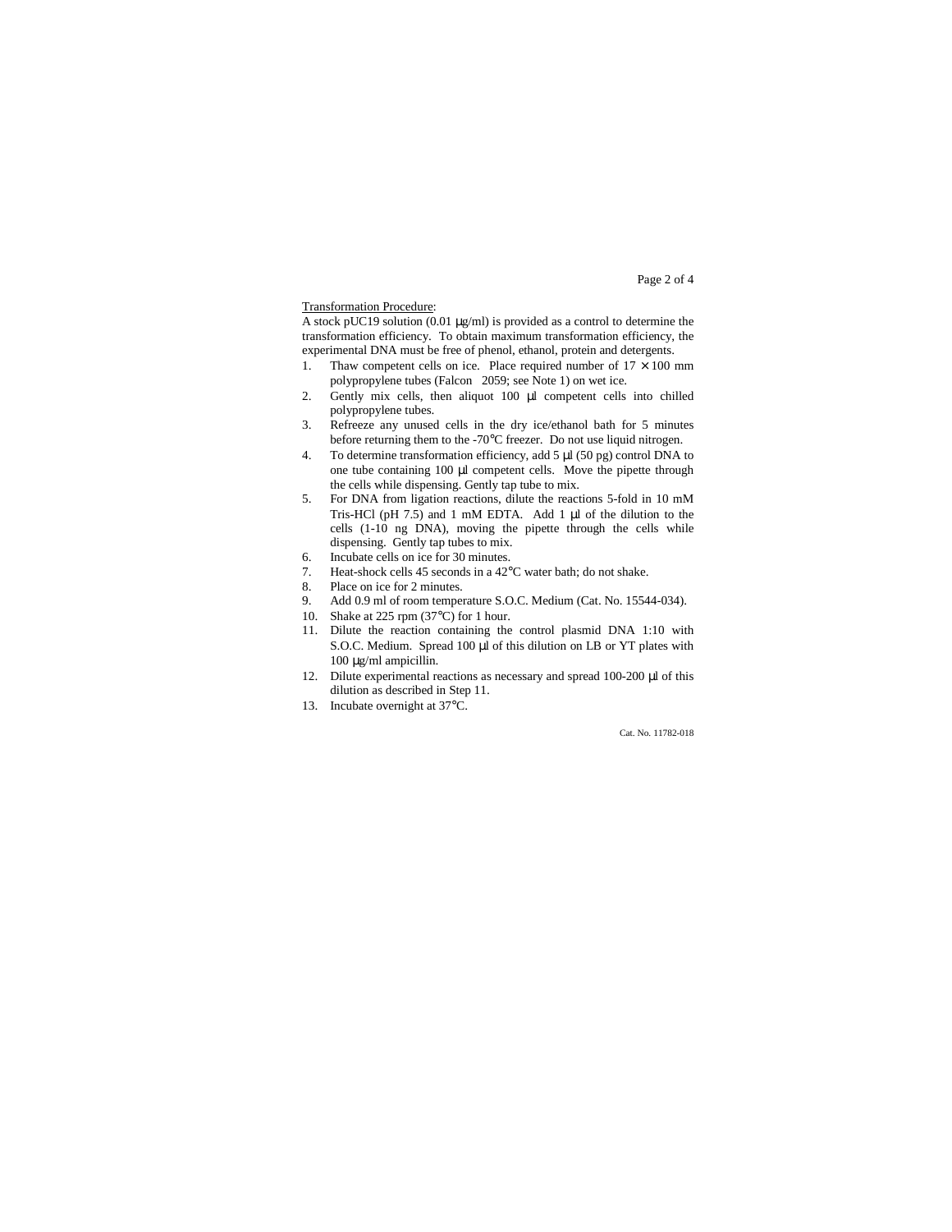Transformation Procedure:

A stock pUC19 solution (0.01 µg/ml) is provided as a control to determine the transformation efficiency. To obtain maximum transformation efficiency, the experimental DNA must be free of phenol, ethanol, protein and detergents.

1. Thaw competent cells on ice. Place required number of 17 × 100 mm polypropylene tubes (Falcon 2059; see Note 1) on wet ice.
2. Gently mix cells, then aliquot 100 µl competent cells into chilled polypropylene tubes.
3. Refreeze any unused cells in the dry ice/ethanol bath for 5 minutes before returning them to the -70°C freezer. Do not use liquid nitrogen.
4. To determine transformation efficiency, add 5 µl (50 pg) control DNA to one tube containing 100 µl competent cells. Move the pipette through the cells while dispensing. Gently tap tube to mix.
5. For DNA from ligation reactions, dilute the reactions 5-fold in 10 mM Tris-HCl (pH 7.5) and 1 mM EDTA. Add 1 µl of the dilution to the cells (1-10 ng DNA), moving the pipette through the cells while dispensing. Gently tap tubes to mix.
6. Incubate cells on ice for 30 minutes.
7. Heat-shock cells 45 seconds in a 42°C water bath; do not shake.
8. Place on ice for 2 minutes.
9. Add 0.9 ml of room temperature S.O.C. Medium (Cat. No. 15544-034).
10. Shake at 225 rpm (37°C) for 1 hour.
11. Dilute the reaction containing the control plasmid DNA 1:10 with S.O.C. Medium. Spread 100 µl of this dilution on LB or YT plates with 100 µg/ml ampicillin.
12. Dilute experimental reactions as necessary and spread 100-200 µl of this dilution as described in Step 11.
13. Incubate overnight at 37°C.

Cat. No. 11782-018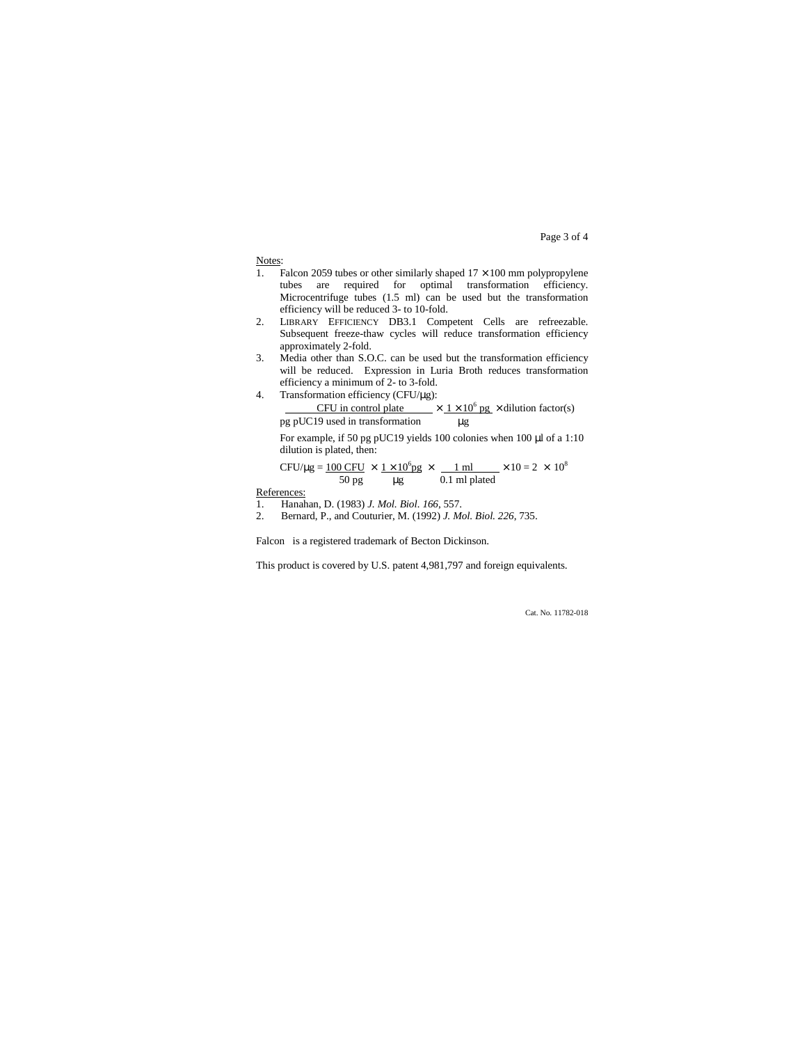Notes:

1. Falcon 2059 tubes or other similarly shaped $17 \times 100$ mm polypropylene tubes are required for optimal transformation efficiency. Microcentrifuge tubes (1.5 ml) can be used but the transformation efficiency will be reduced 3- to 10-fold.
2. LIBRARY EFFICIENCY DB3.1 Competent Cells are refreezable. Subsequent freeze-thaw cycles will reduce transformation efficiency approximately 2-fold.
3. Media other than S.O.C. can be used but the transformation efficiency will be reduced. Expression in Luria Broth reduces transformation efficiency a minimum of 2- to 3-fold.
4. Transformation efficiency (CFU/μg):

   $$\frac{\text{CFU in control plate}}{\text{pg pUC19 used in transformation}} \times \frac{1 \times 10^{6}\text{ pg}}{\mu\text{g}} \times \text{dilution factor(s)}$$

   For example, if 50 pg pUC19 yields 100 colonies when 100 μl of a 1:10 dilution is plated, then:

   $$\text{CFU}/\mu\text{g} = \frac{100\text{ CFU}}{50\text{ pg}} \times \frac{1 \times 10^{6}\text{pg}}{\mu\text{g}} \times \frac{1\text{ ml}}{0.1\text{ ml plated}} \times 10 = 2 \times 10^{8}$$

References:

1. Hanahan, D. (1983) *J. Mol. Biol. 166*, 557.
2. Bernard, P., and Couturier, M. (1992) *J. Mol. Biol. 226*, 735.

Falcon is a registered trademark of Becton Dickinson.

This product is covered by U.S. patent 4,981,797 and foreign equivalents.

Cat. No. 11782-018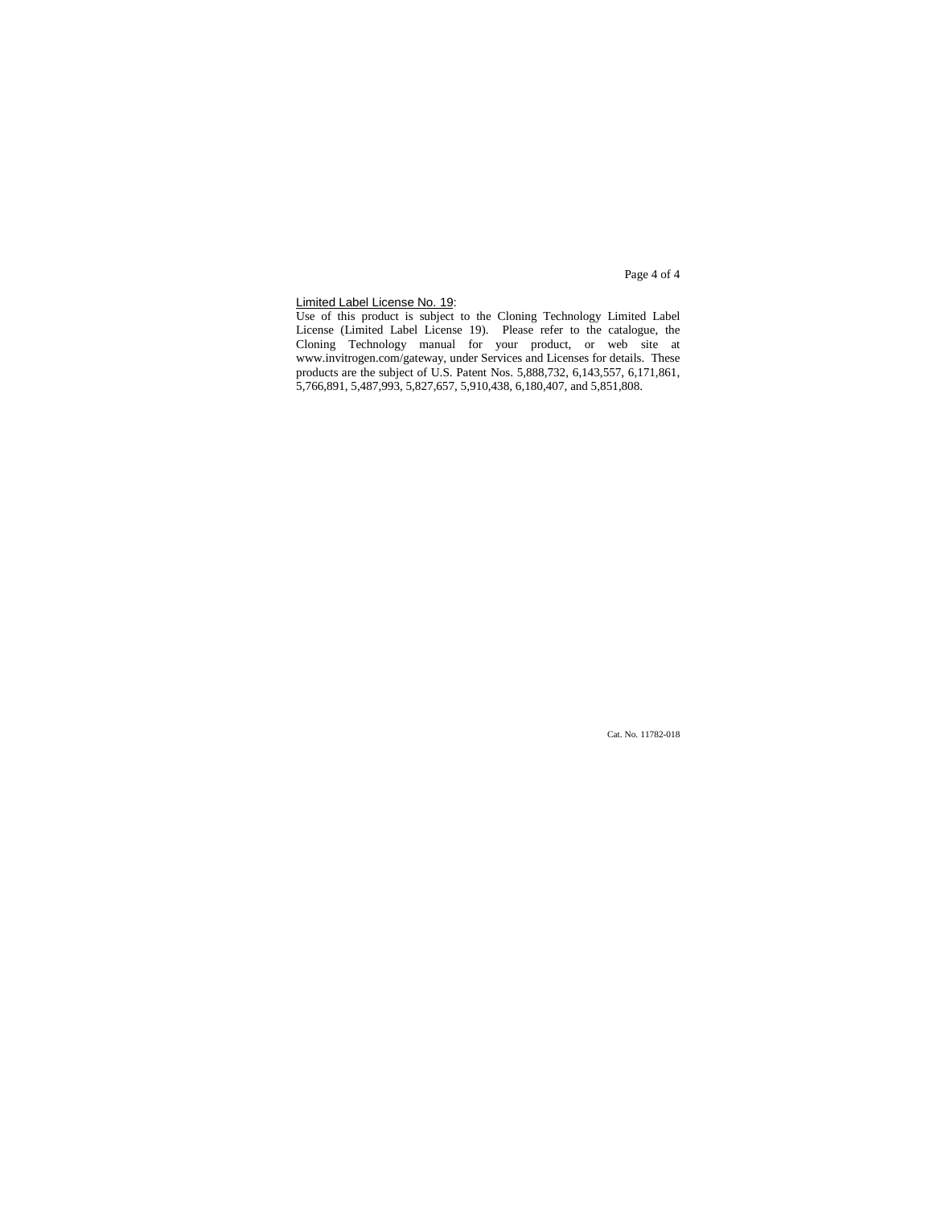Limited Label License No. 19:

Use of this product is subject to the Cloning Technology Limited Label License (Limited Label License 19). Please refer to the catalogue, the Cloning Technology manual for your product, or web site at www.invitrogen.com/gateway, under Services and Licenses for details. These products are the subject of U.S. Patent Nos. 5,888,732, 6,143,557, 6,171,861, 5,766,891, 5,487,993, 5,827,657, 5,910,438, 6,180,407, and 5,851,808.

Cat. No. 11782-018